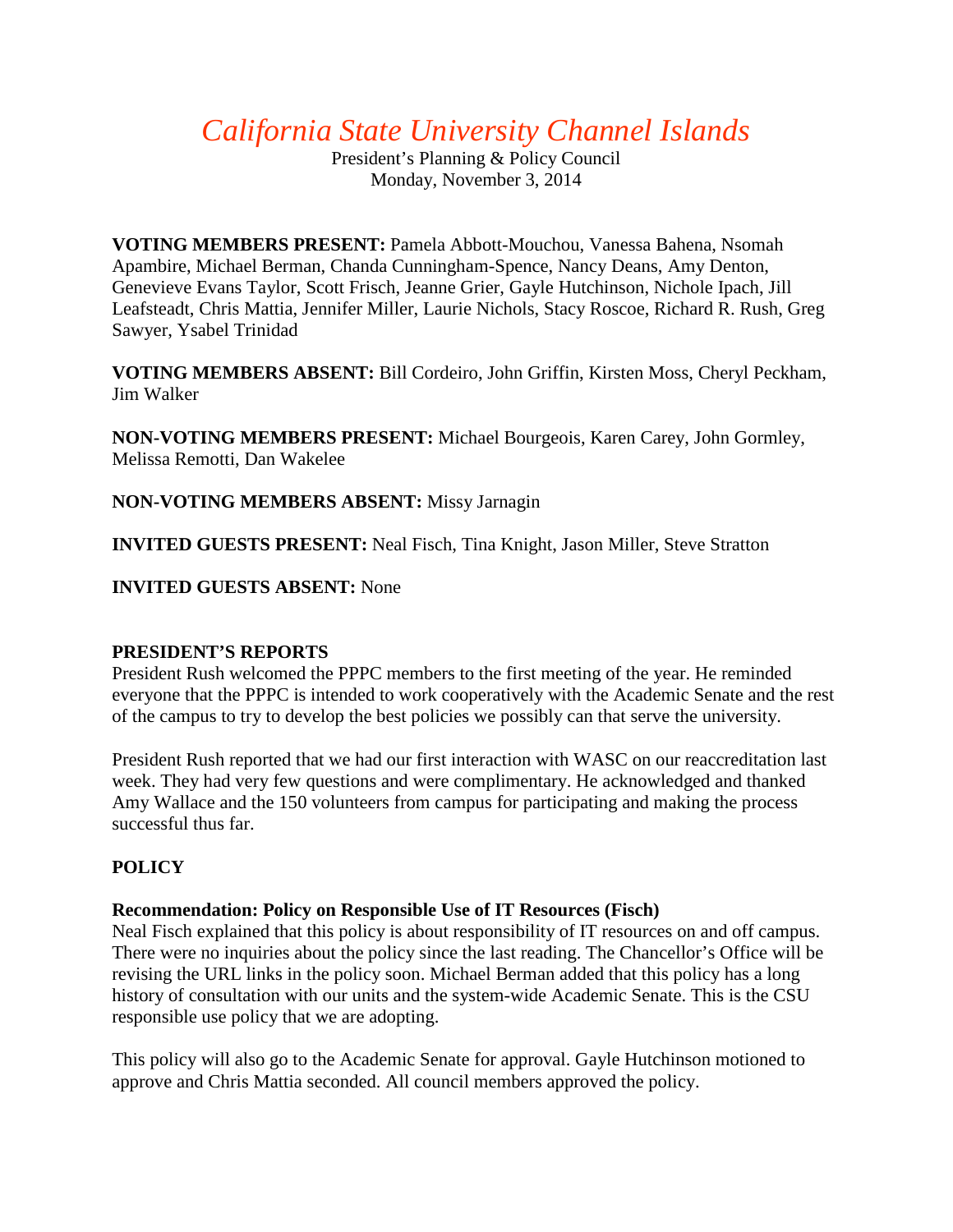# *California State University Channel Islands*

President's Planning & Policy Council
Monday, November 3, 2014

**VOTING MEMBERS PRESENT:** Pamela Abbott-Mouchou, Vanessa Bahena, Nsomah Apambire, Michael Berman, Chanda Cunningham-Spence, Nancy Deans, Amy Denton, Genevieve Evans Taylor, Scott Frisch, Jeanne Grier, Gayle Hutchinson, Nichole Ipach, Jill Leafsteadt, Chris Mattia, Jennifer Miller, Laurie Nichols, Stacy Roscoe, Richard R. Rush, Greg Sawyer, Ysabel Trinidad

**VOTING MEMBERS ABSENT:** Bill Cordeiro, John Griffin, Kirsten Moss, Cheryl Peckham, Jim Walker

**NON-VOTING MEMBERS PRESENT:** Michael Bourgeois, Karen Carey, John Gormley, Melissa Remotti, Dan Wakelee

**NON-VOTING MEMBERS ABSENT:** Missy Jarnagin

**INVITED GUESTS PRESENT:** Neal Fisch, Tina Knight, Jason Miller, Steve Stratton

**INVITED GUESTS ABSENT:** None

## PRESIDENT'S REPORTS

President Rush welcomed the PPPC members to the first meeting of the year. He reminded everyone that the PPPC is intended to work cooperatively with the Academic Senate and the rest of the campus to try to develop the best policies we possibly can that serve the university.

President Rush reported that we had our first interaction with WASC on our reaccreditation last week. They had very few questions and were complimentary. He acknowledged and thanked Amy Wallace and the 150 volunteers from campus for participating and making the process successful thus far.

## POLICY

### Recommendation: Policy on Responsible Use of IT Resources (Fisch)

Neal Fisch explained that this policy is about responsibility of IT resources on and off campus. There were no inquiries about the policy since the last reading. The Chancellor's Office will be revising the URL links in the policy soon. Michael Berman added that this policy has a long history of consultation with our units and the system-wide Academic Senate. This is the CSU responsible use policy that we are adopting.

This policy will also go to the Academic Senate for approval. Gayle Hutchinson motioned to approve and Chris Mattia seconded. All council members approved the policy.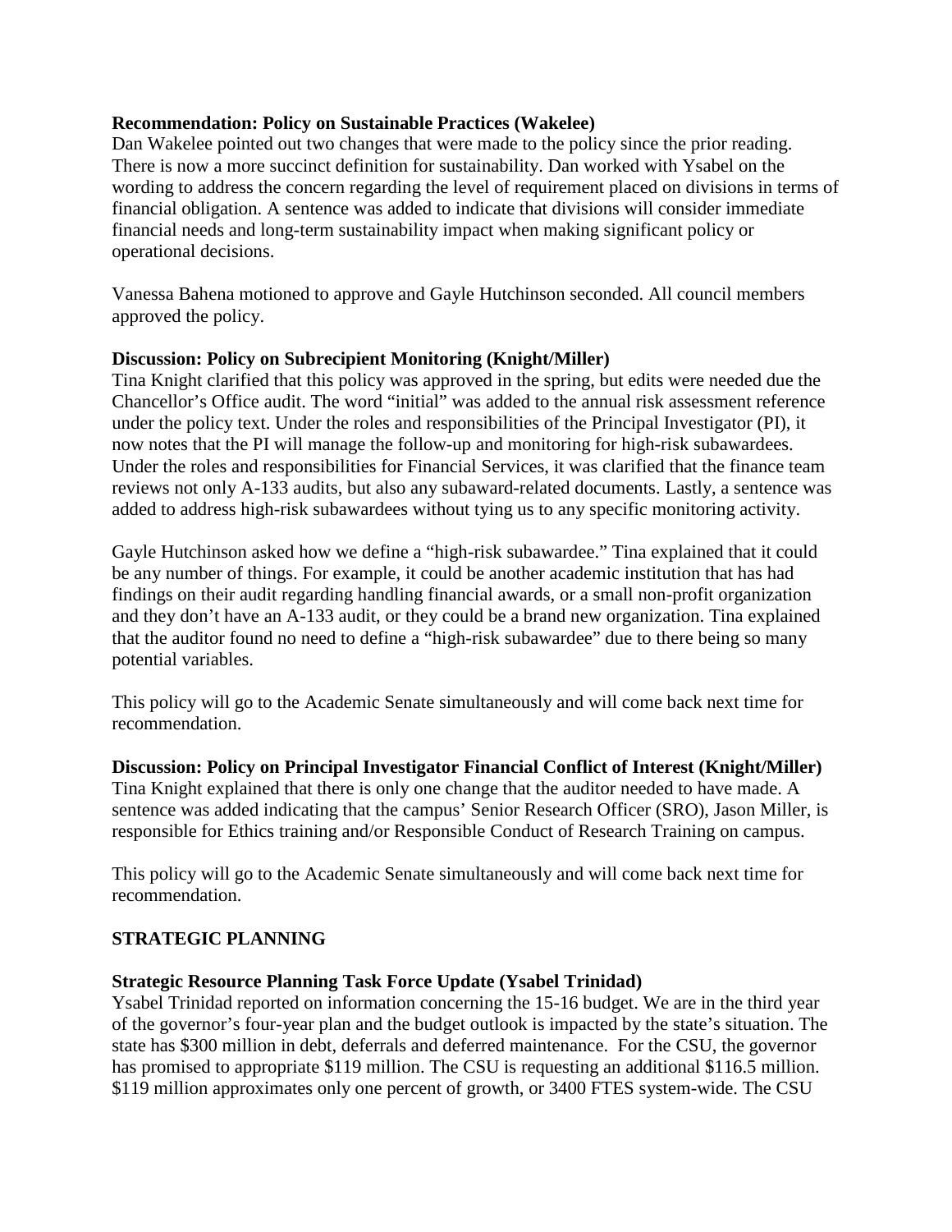**Recommendation: Policy on Sustainable Practices (Wakelee)**
Dan Wakelee pointed out two changes that were made to the policy since the prior reading. There is now a more succinct definition for sustainability. Dan worked with Ysabel on the wording to address the concern regarding the level of requirement placed on divisions in terms of financial obligation. A sentence was added to indicate that divisions will consider immediate financial needs and long-term sustainability impact when making significant policy or operational decisions.

Vanessa Bahena motioned to approve and Gayle Hutchinson seconded. All council members approved the policy.

**Discussion: Policy on Subrecipient Monitoring (Knight/Miller)**
Tina Knight clarified that this policy was approved in the spring, but edits were needed due the Chancellor's Office audit. The word "initial" was added to the annual risk assessment reference under the policy text. Under the roles and responsibilities of the Principal Investigator (PI), it now notes that the PI will manage the follow-up and monitoring for high-risk subawardees. Under the roles and responsibilities for Financial Services, it was clarified that the finance team reviews not only A-133 audits, but also any subaward-related documents. Lastly, a sentence was added to address high-risk subawardees without tying us to any specific monitoring activity.

Gayle Hutchinson asked how we define a "high-risk subawardee." Tina explained that it could be any number of things. For example, it could be another academic institution that has had findings on their audit regarding handling financial awards, or a small non-profit organization and they don't have an A-133 audit, or they could be a brand new organization. Tina explained that the auditor found no need to define a "high-risk subawardee" due to there being so many potential variables.

This policy will go to the Academic Senate simultaneously and will come back next time for recommendation.

**Discussion: Policy on Principal Investigator Financial Conflict of Interest (Knight/Miller)**
Tina Knight explained that there is only one change that the auditor needed to have made. A sentence was added indicating that the campus' Senior Research Officer (SRO), Jason Miller, is responsible for Ethics training and/or Responsible Conduct of Research Training on campus.

This policy will go to the Academic Senate simultaneously and will come back next time for recommendation.

**STRATEGIC PLANNING**

**Strategic Resource Planning Task Force Update (Ysabel Trinidad)**
Ysabel Trinidad reported on information concerning the 15-16 budget. We are in the third year of the governor's four-year plan and the budget outlook is impacted by the state's situation. The state has $300 million in debt, deferrals and deferred maintenance. For the CSU, the governor has promised to appropriate $119 million. The CSU is requesting an additional $116.5 million. $119 million approximates only one percent of growth, or 3400 FTES system-wide. The CSU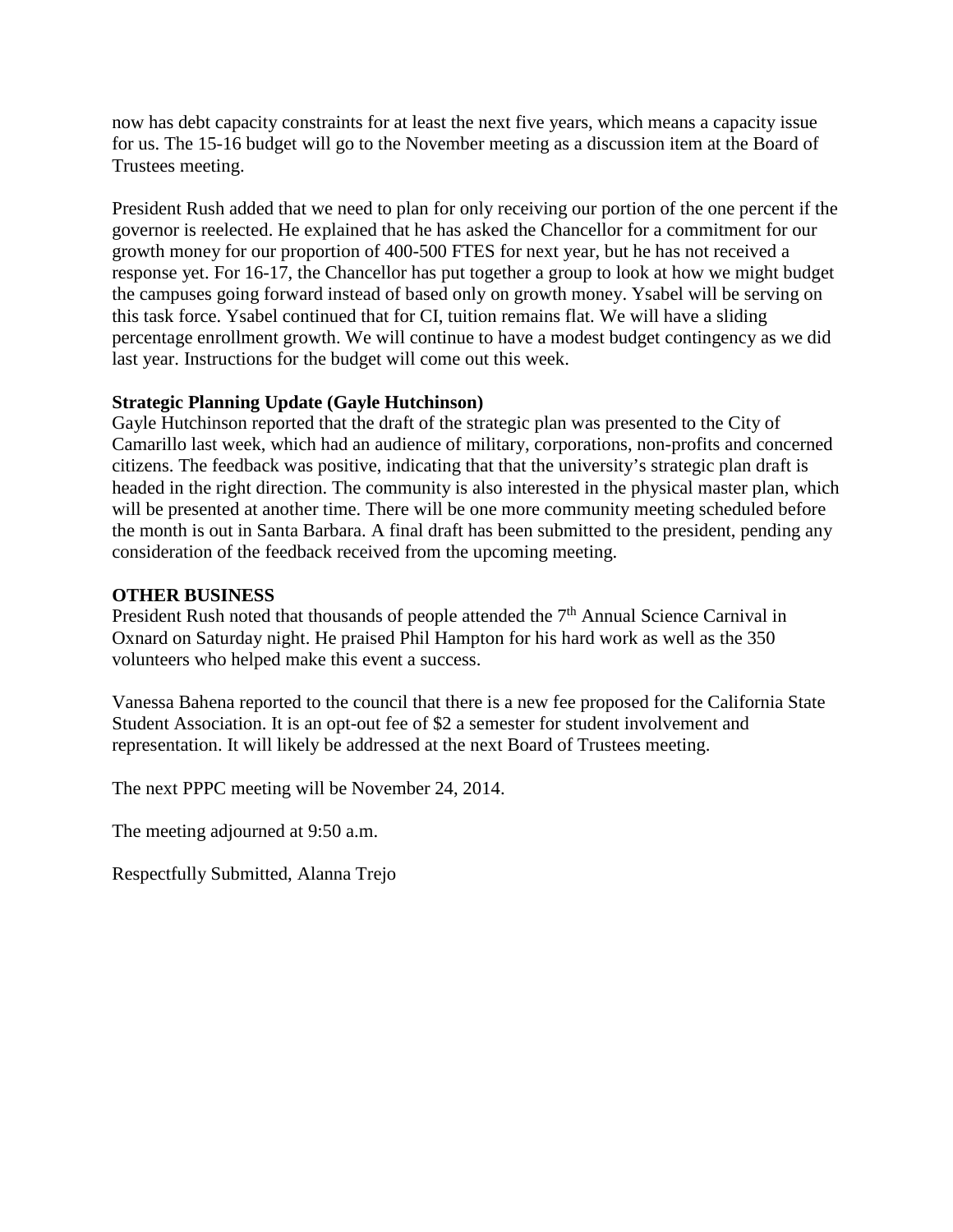now has debt capacity constraints for at least the next five years, which means a capacity issue for us. The 15-16 budget will go to the November meeting as a discussion item at the Board of Trustees meeting.

President Rush added that we need to plan for only receiving our portion of the one percent if the governor is reelected. He explained that he has asked the Chancellor for a commitment for our growth money for our proportion of 400-500 FTES for next year, but he has not received a response yet. For 16-17, the Chancellor has put together a group to look at how we might budget the campuses going forward instead of based only on growth money. Ysabel will be serving on this task force. Ysabel continued that for CI, tuition remains flat. We will have a sliding percentage enrollment growth. We will continue to have a modest budget contingency as we did last year. Instructions for the budget will come out this week.

**Strategic Planning Update (Gayle Hutchinson)**
Gayle Hutchinson reported that the draft of the strategic plan was presented to the City of Camarillo last week, which had an audience of military, corporations, non-profits and concerned citizens. The feedback was positive, indicating that that the university's strategic plan draft is headed in the right direction. The community is also interested in the physical master plan, which will be presented at another time. There will be one more community meeting scheduled before the month is out in Santa Barbara. A final draft has been submitted to the president, pending any consideration of the feedback received from the upcoming meeting.

**OTHER BUSINESS**
President Rush noted that thousands of people attended the 7th Annual Science Carnival in Oxnard on Saturday night. He praised Phil Hampton for his hard work as well as the 350 volunteers who helped make this event a success.

Vanessa Bahena reported to the council that there is a new fee proposed for the California State Student Association. It is an opt-out fee of $2 a semester for student involvement and representation. It will likely be addressed at the next Board of Trustees meeting.

The next PPPC meeting will be November 24, 2014.

The meeting adjourned at 9:50 a.m.

Respectfully Submitted, Alanna Trejo